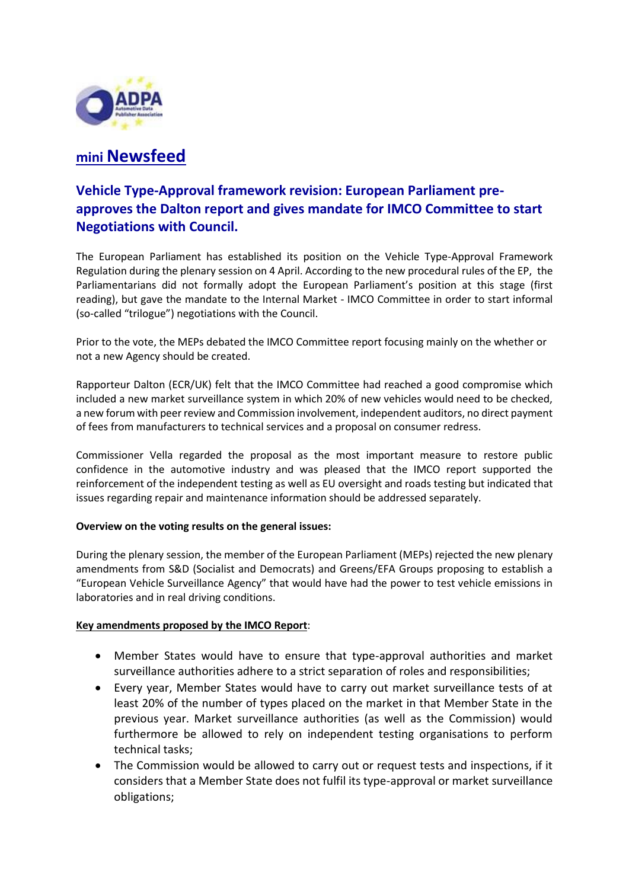# mini Newsfeed

## Vehicle Type-Approval framework revision: European Parliament pre-approves the Dalton report and gives mandate for IMCO Committee to start Negotiations with Council.

The European Parliament has established its position on the Vehicle Type-Approval Framework Regulation during the plenary session on 4 April. According to the new procedural rules of the EP, the Parliamentarians did not formally adopt the European Parliament's position at this stage (first reading), but gave the mandate to the Internal Market - IMCO Committee in order to start informal (so-called "trilogue") negotiations with the Council.

Prior to the vote, the MEPs debated the IMCO Committee report focusing mainly on the whether or not a new Agency should be created.

Rapporteur Dalton (ECR/UK) felt that the IMCO Committee had reached a good compromise which included a new market surveillance system in which 20% of new vehicles would need to be checked, a new forum with peer review and Commission involvement, independent auditors, no direct payment of fees from manufacturers to technical services and a proposal on consumer redress.

Commissioner Vella regarded the proposal as the most important measure to restore public confidence in the automotive industry and was pleased that the IMCO report supported the reinforcement of the independent testing as well as EU oversight and roads testing but indicated that issues regarding repair and maintenance information should be addressed separately.

**Overview on the voting results on the general issues:**

During the plenary session, the member of the European Parliament (MEPs) rejected the new plenary amendments from S&D (Socialist and Democrats) and Greens/EFA Groups proposing to establish a "European Vehicle Surveillance Agency" that would have had the power to test vehicle emissions in laboratories and in real driving conditions.

**Key amendments proposed by the IMCO Report**:

- Member States would have to ensure that type-approval authorities and market surveillance authorities adhere to a strict separation of roles and responsibilities;
- Every year, Member States would have to carry out market surveillance tests of at least 20% of the number of types placed on the market in that Member State in the previous year. Market surveillance authorities (as well as the Commission) would furthermore be allowed to rely on independent testing organisations to perform technical tasks;
- The Commission would be allowed to carry out or request tests and inspections, if it considers that a Member State does not fulfil its type-approval or market surveillance obligations;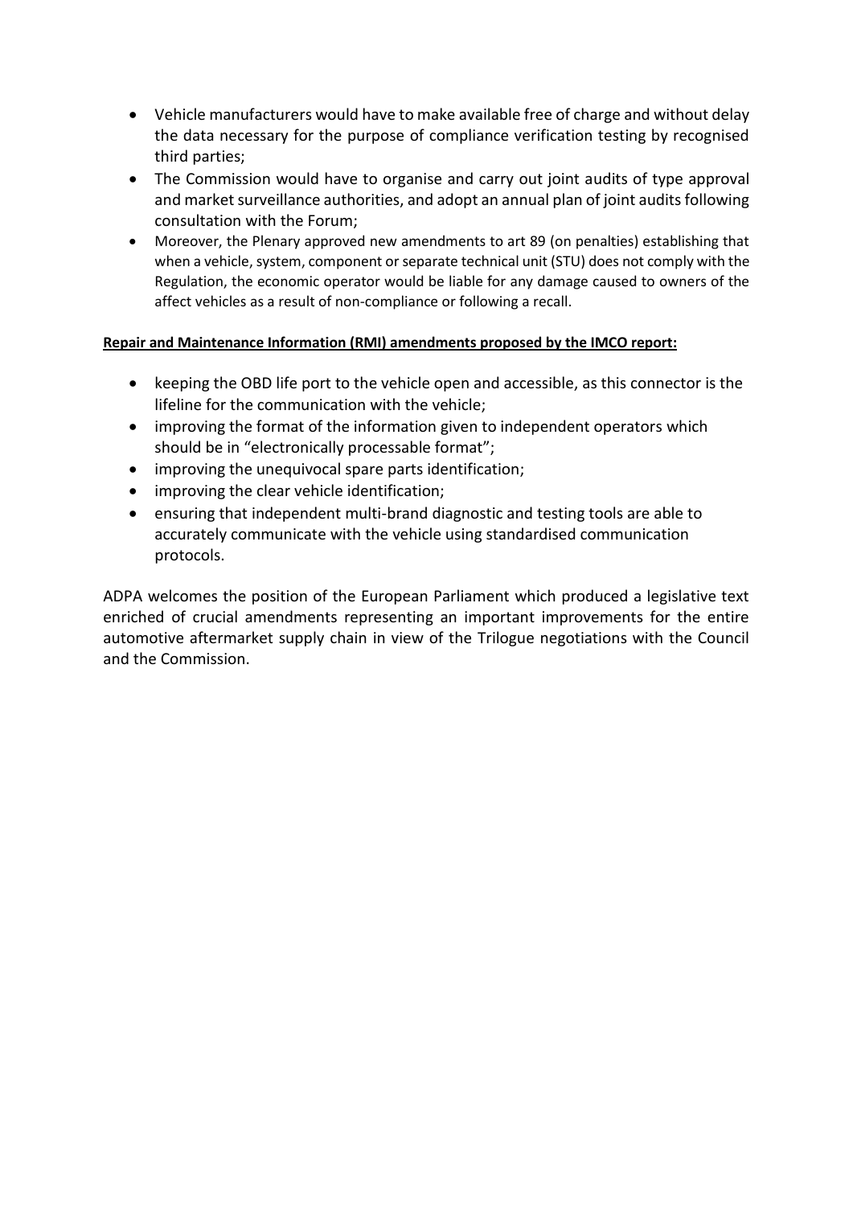- Vehicle manufacturers would have to make available free of charge and without delay the data necessary for the purpose of compliance verification testing by recognised third parties;
- The Commission would have to organise and carry out joint audits of type approval and market surveillance authorities, and adopt an annual plan of joint audits following consultation with the Forum;
- Moreover, the Plenary approved new amendments to art 89 (on penalties) establishing that when a vehicle, system, component or separate technical unit (STU) does not comply with the Regulation, the economic operator would be liable for any damage caused to owners of the affect vehicles as a result of non-compliance or following a recall.

**Repair and Maintenance Information (RMI) amendments proposed by the IMCO report:**

- keeping the OBD life port to the vehicle open and accessible, as this connector is the lifeline for the communication with the vehicle;
- improving the format of the information given to independent operators which should be in "electronically processable format";
- improving the unequivocal spare parts identification;
- improving the clear vehicle identification;
- ensuring that independent multi-brand diagnostic and testing tools are able to accurately communicate with the vehicle using standardised communication protocols.

ADPA welcomes the position of the European Parliament which produced a legislative text enriched of crucial amendments representing an important improvements for the entire automotive aftermarket supply chain in view of the Trilogue negotiations with the Council and the Commission.